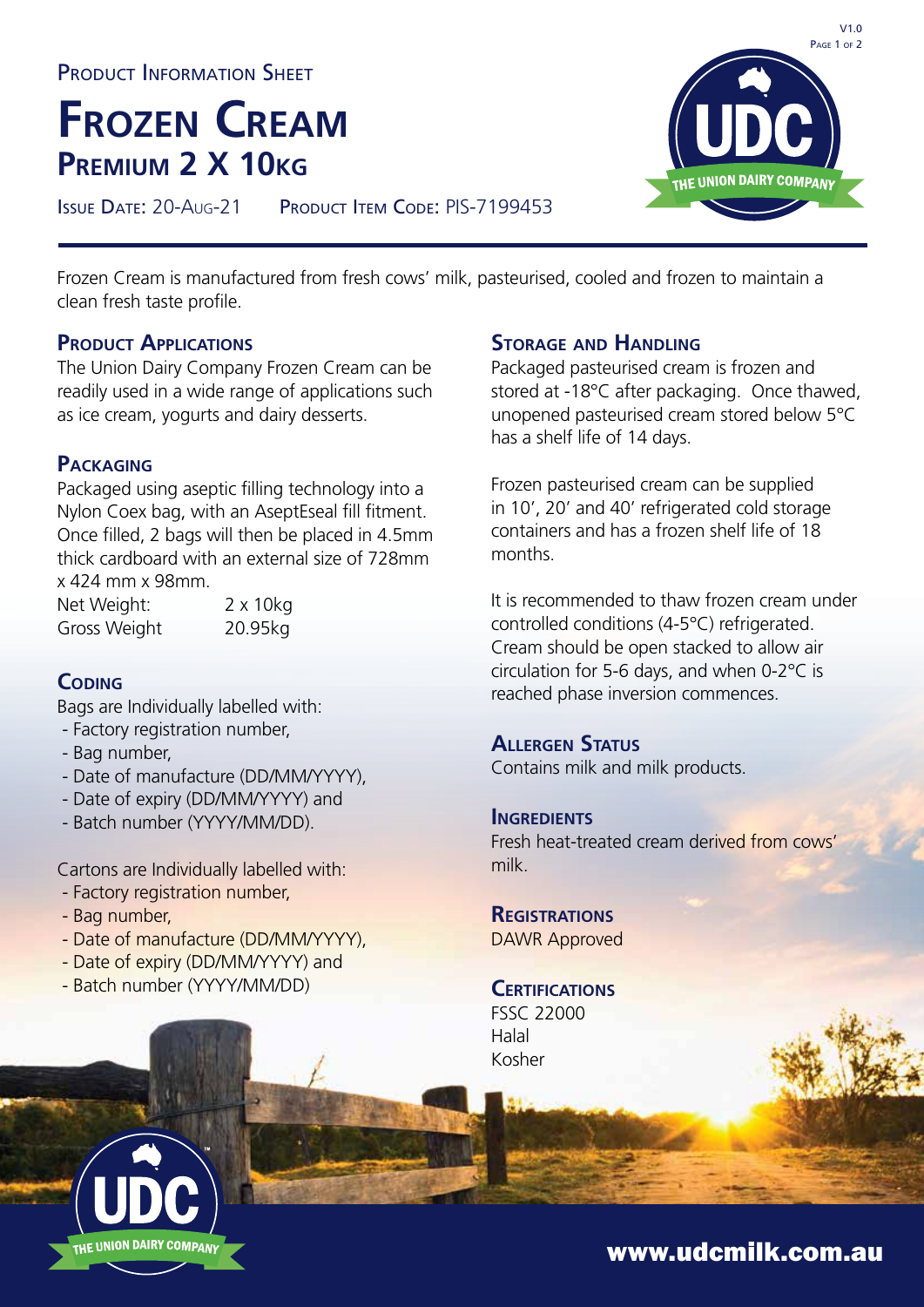Product Information Sheet

# Frozen Cream

## Premium 2 X 10kg

Issue Date: 20-Aug-21 Product Item Code: PIS-7199453

Frozen Cream is manufactured from fresh cows' milk, pasteurised, cooled and frozen to maintain a clean fresh taste profile.

### Product Applications

The Union Dairy Company Frozen Cream can be readily used in a wide range of applications such as ice cream, yogurts and dairy desserts.

### Packaging

Packaged using aseptic filling technology into a Nylon Coex bag, with an AseptEseal fill fitment. Once filled, 2 bags will then be placed in 4.5mm thick cardboard with an external size of 728mm x 424 mm x 98mm.

| | |
|---|---|
| Net Weight: | 2 x 10kg |
| Gross Weight | 20.95kg |

### Coding

Bags are Individually labelled with:

- Factory registration number,
- Bag number,
- Date of manufacture (DD/MM/YYYY),
- Date of expiry (DD/MM/YYYY) and
- Batch number (YYYY/MM/DD).

Cartons are Individually labelled with:

- Factory registration number,
- Bag number,
- Date of manufacture (DD/MM/YYYY),
- Date of expiry (DD/MM/YYYY) and
- Batch number (YYYY/MM/DD)

### Storage and Handling

Packaged pasteurised cream is frozen and stored at -18°C after packaging. Once thawed, unopened pasteurised cream stored below 5°C has a shelf life of 14 days.

Frozen pasteurised cream can be supplied in 10', 20' and 40' refrigerated cold storage containers and has a frozen shelf life of 18 months.

It is recommended to thaw frozen cream under controlled conditions (4-5°C) refrigerated. Cream should be open stacked to allow air circulation for 5-6 days, and when 0-2°C is reached phase inversion commences.

### Allergen Status

Contains milk and milk products.

### Ingredients

Fresh heat-treated cream derived from cows' milk.

### Registrations

DAWR Approved

### Certifications

FSSC 22000
Halal
Kosher

www.udcmilk.com.au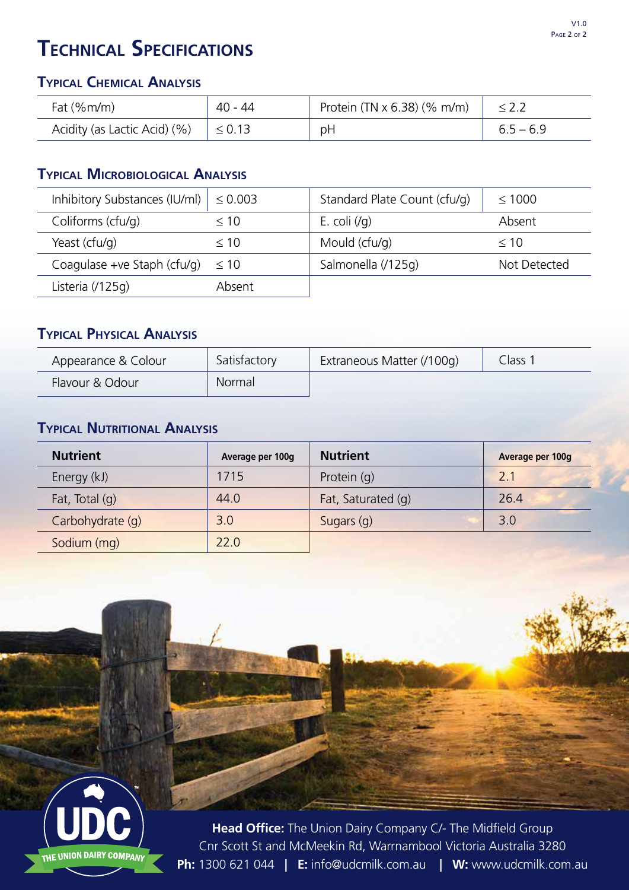# Technical Specifications

## Typical Chemical Analysis

| | | | |
|---|---|---|---|
| Fat (%m/m) | 40 - 44 | Protein (TN x 6.38) (% m/m) | ≤ 2.2 |
| Acidity (as Lactic Acid) (%) | ≤ 0.13 | pH | 6.5 – 6.9 |

## Typical Microbiological Analysis

| | | | |
|---|---|---|---|
| Inhibitory Substances (IU/ml) | ≤ 0.003 | Standard Plate Count (cfu/g) | ≤ 1000 |
| Coliforms (cfu/g) | ≤ 10 | E. coli (/g) | Absent |
| Yeast (cfu/g) | ≤ 10 | Mould (cfu/g) | ≤ 10 |
| Coagulase +ve Staph (cfu/g) | ≤ 10 | Salmonella (/125g) | Not Detected |
| Listeria (/125g) | Absent | | |

## Typical Physical Analysis

| | | | |
|---|---|---|---|
| Appearance & Colour | Satisfactory | Extraneous Matter (/100g) | Class 1 |
| Flavour & Odour | Normal | | |

## Typical Nutritional Analysis

| **Nutrient** | **Average per 100g** | **Nutrient** | **Average per 100g** |
|---|---|---|---|
| Energy (kJ) | 1715 | Protein (g) | 2.1 |
| Fat, Total (g) | 44.0 | Fat, Saturated (g) | 26.4 |
| Carbohydrate (g) | 3.0 | Sugars (g) | 3.0 |
| Sodium (mg) | 22.0 | | |

UDC THE UNION DAIRY COMPANY

**Head Office:** The Union Dairy Company C/- The Midfield Group
Cnr Scott St and McMeekin Rd, Warrnambool Victoria Australia 3280
**Ph:** 1300 621 044 | **E:** info@udcmilk.com.au | **W:** www.udcmilk.com.au